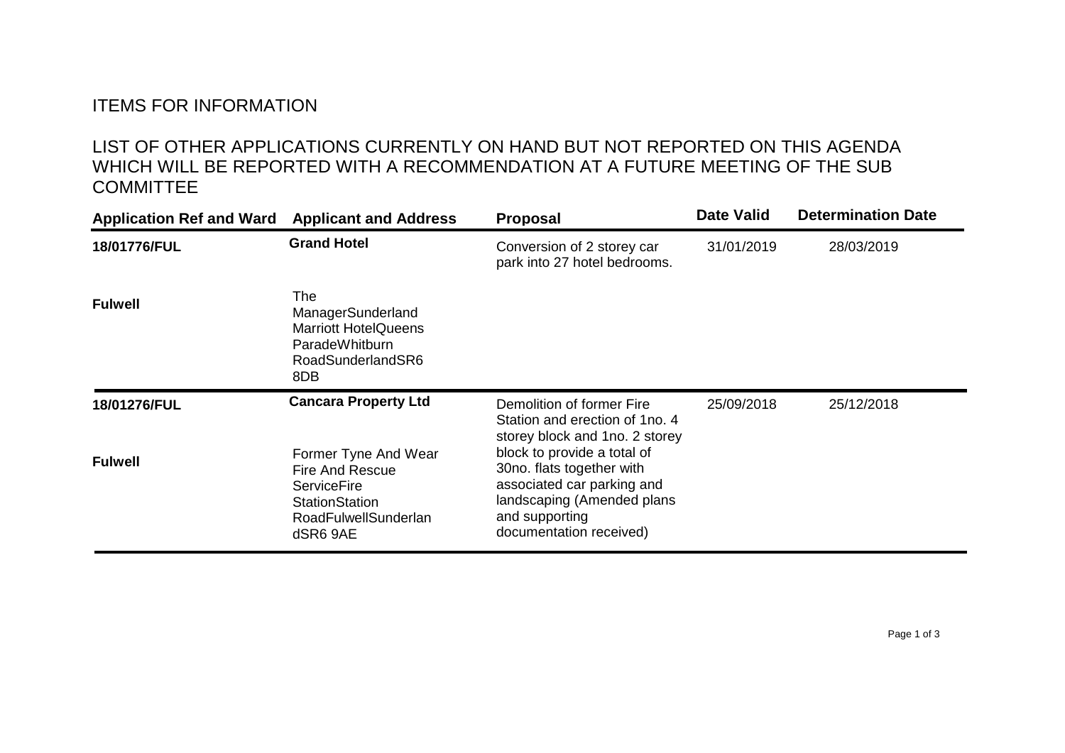# ITEMS FOR INFORMATION

## LIST OF OTHER APPLICATIONS CURRENTLY ON HAND BUT NOT REPORTED ON THIS AGENDA WHICH WILL BE REPORTED WITH A RECOMMENDATION AT A FUTURE MEETING OF THE SUB COMMITTEE

| Application Ref and Ward | Applicant and Address | Proposal | Date Valid | Determination Date |
|---|---|---|---|---|
| **18/01776/FUL**<br><br>**Fulwell** | **Grand Hotel**<br><br>The ManagerSunderland Marriott HotelQueens ParadeWhitburn RoadSunderlandSR6 8DB | Conversion of 2 storey car park into 27 hotel bedrooms. | 31/01/2019 | 28/03/2019 |
| **18/01276/FUL**<br><br>**Fulwell** | **Cancara Property Ltd**<br><br>Former Tyne And Wear Fire And Rescue ServiceFire StationStation RoadFulwellSunderlandSR6 9AE | Demolition of former Fire Station and erection of 1no. 4 storey block and 1no. 2 storey block to provide a total of 30no. flats together with associated car parking and landscaping (Amended plans and supporting documentation received) | 25/09/2018 | 25/12/2018 |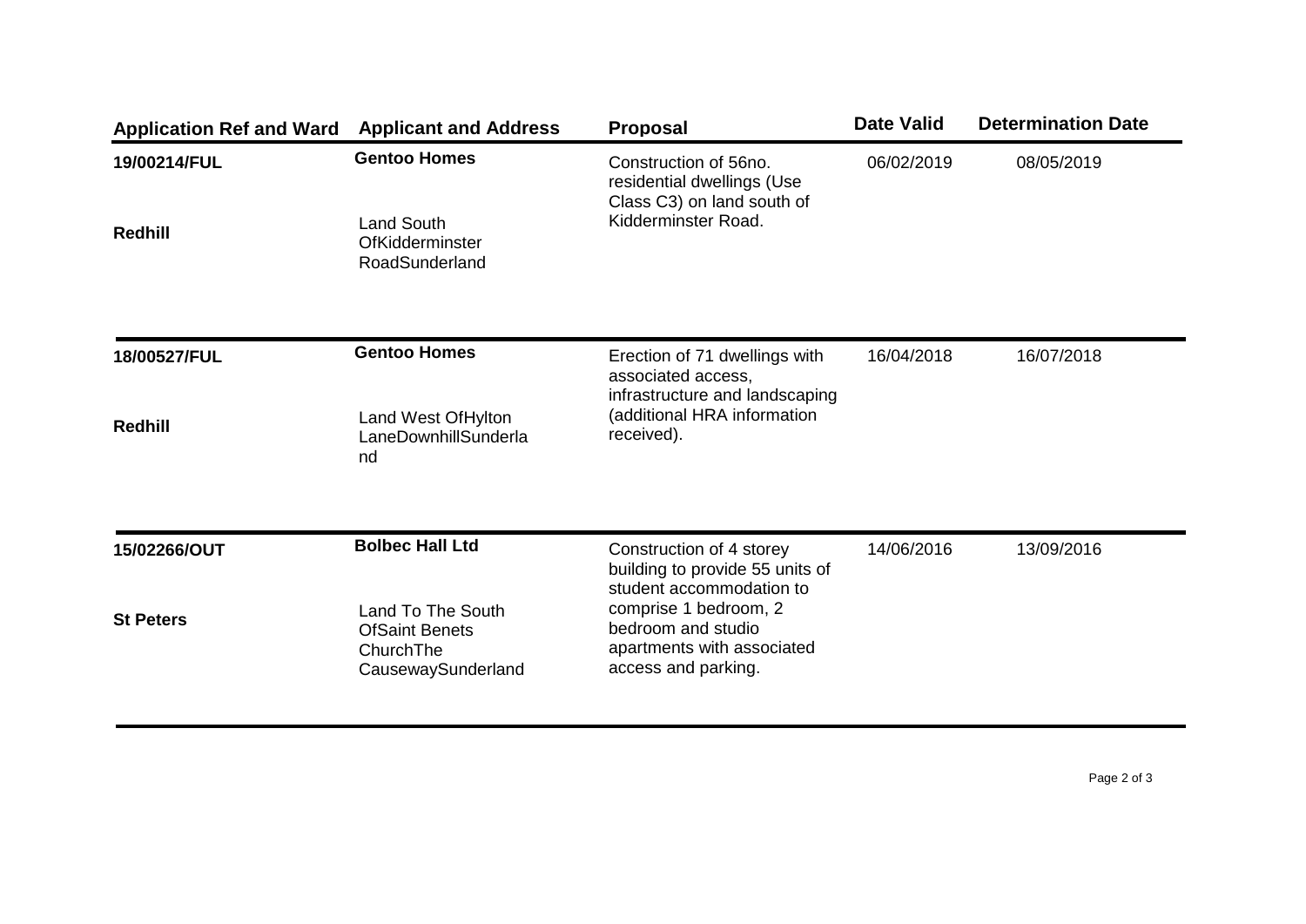| Application Ref and Ward | Applicant and Address | Proposal | Date Valid | Determination Date |
|---|---|---|---|---|
| **19/00214/FUL**<br><br>**Redhill** | **Gentoo Homes**<br><br>Land South OfKidderminster RoadSunderland | Construction of 56no. residential dwellings (Use Class C3) on land south of Kidderminster Road. | 06/02/2019 | 08/05/2019 |
| **18/00527/FUL**<br><br>**Redhill** | **Gentoo Homes**<br><br>Land West OfHylton LaneDownhillSunderla nd | Erection of 71 dwellings with associated access, infrastructure and landscaping (additional HRA information received). | 16/04/2018 | 16/07/2018 |
| **15/02266/OUT**<br><br>**St Peters** | **Bolbec Hall Ltd**<br><br>Land To The South OfSaint Benets ChurchThe CausewaySunderland | Construction of 4 storey building to provide 55 units of student accommodation to comprise 1 bedroom, 2 bedroom and studio apartments with associated access and parking. | 14/06/2016 | 13/09/2016 |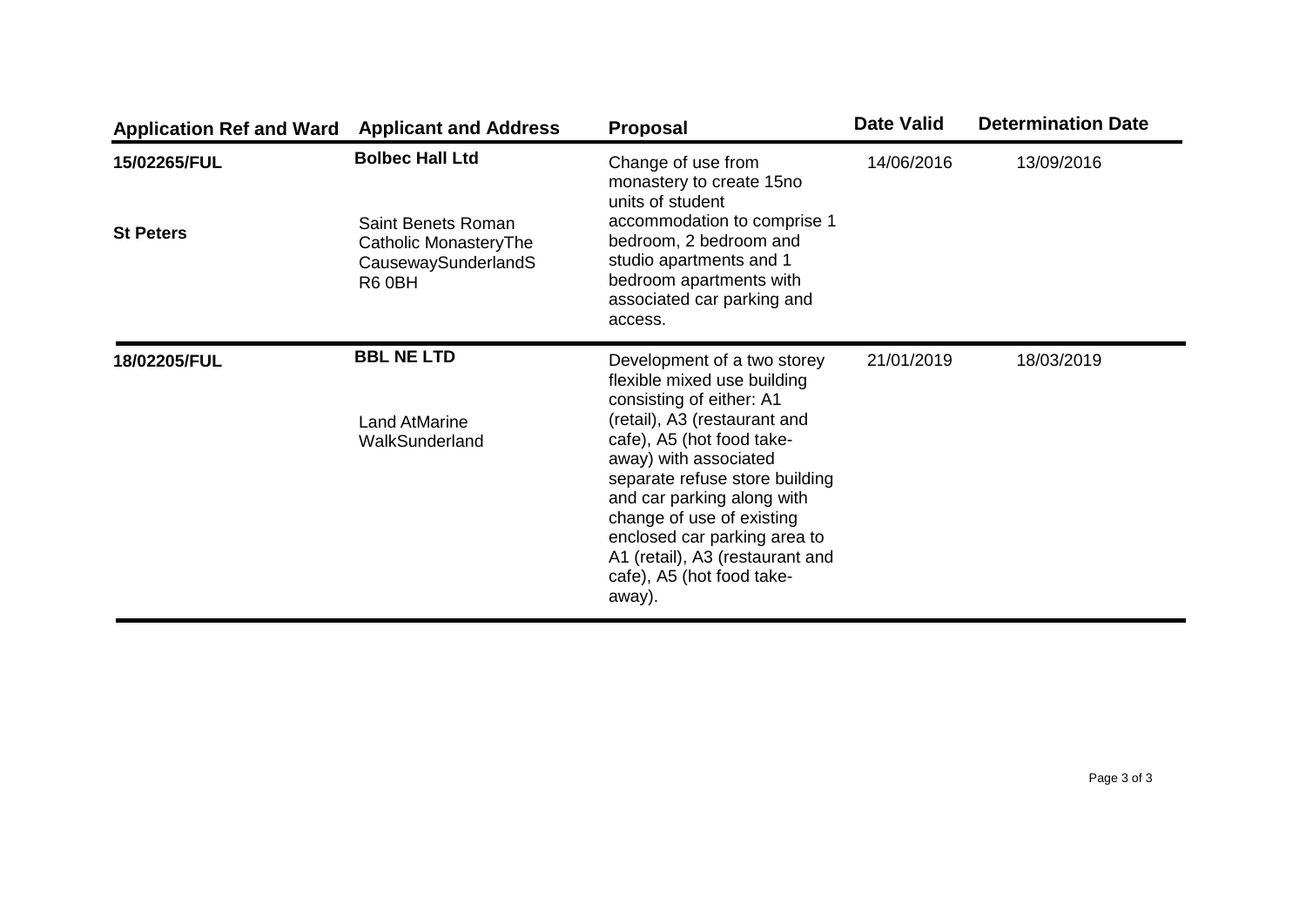| Application Ref and Ward | Applicant and Address | Proposal | Date Valid | Determination Date |
|---|---|---|---|---|
| **15/02265/FUL**<br><br>**St Peters** | **Bolbec Hall Ltd**<br><br>Saint Benets Roman Catholic MonasteryThe CausewaySunderlandSR6 0BH | Change of use from monastery to create 15no units of student accommodation to comprise 1 bedroom, 2 bedroom and studio apartments and 1 bedroom apartments with associated car parking and access. | 14/06/2016 | 13/09/2016 |
| **18/02205/FUL** | **BBL NE LTD**<br><br>Land AtMarine WalkSunderland | Development of a two storey flexible mixed use building consisting of either: A1 (retail), A3 (restaurant and cafe), A5 (hot food take-away) with associated separate refuse store building and car parking along with change of use of existing enclosed car parking area to A1 (retail), A3 (restaurant and cafe), A5 (hot food take-away). | 21/01/2019 | 18/03/2019 |